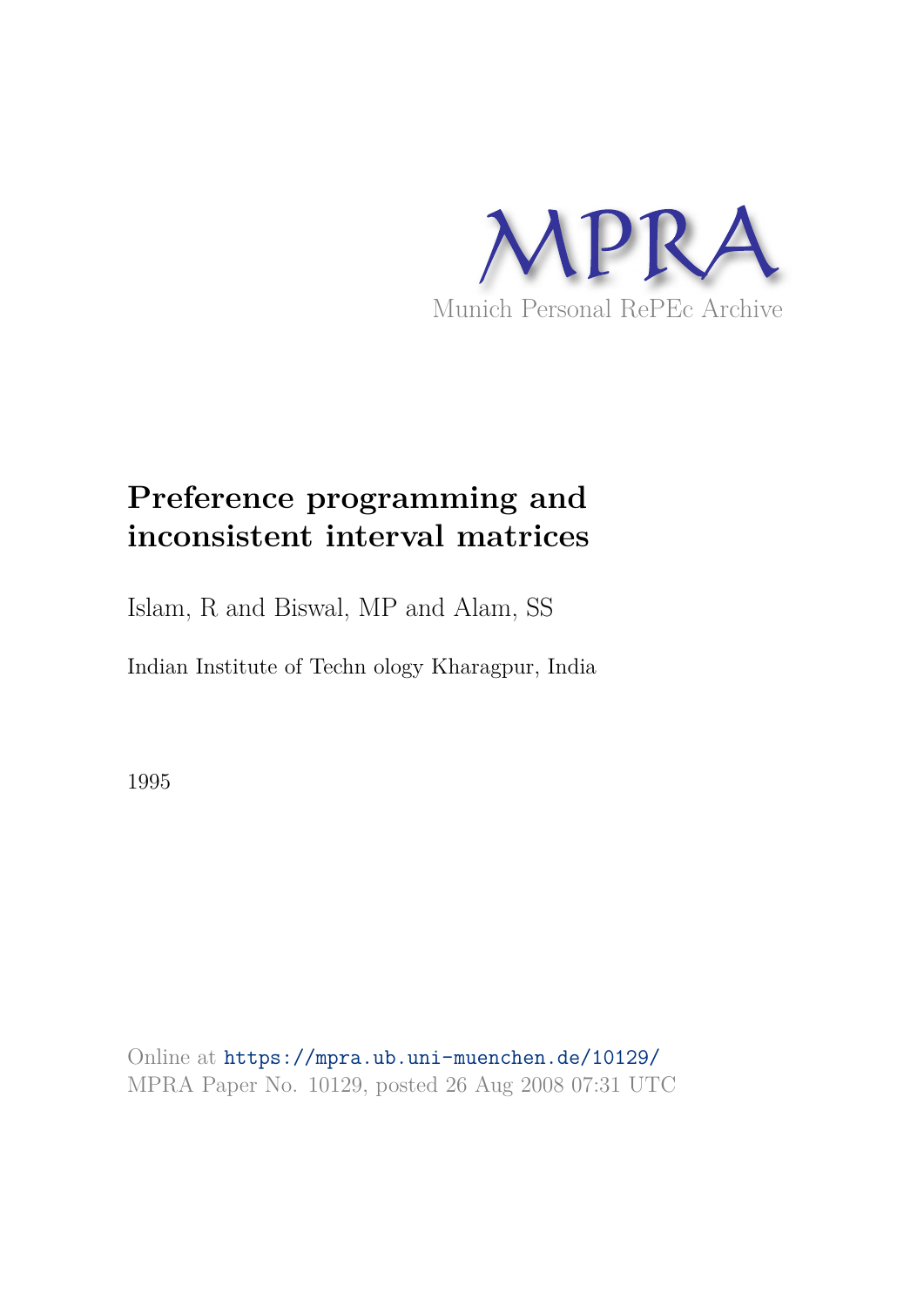MPRA

Munich Personal RePEc Archive

# Preference programming and inconsistent interval matrices

Islam, R and Biswal, MP and Alam, SS

Indian Institute of Techn ology Kharagpur, India

1995

Online at https://mpra.ub.uni-muenchen.de/10129/
MPRA Paper No. 10129, posted 26 Aug 2008 07:31 UTC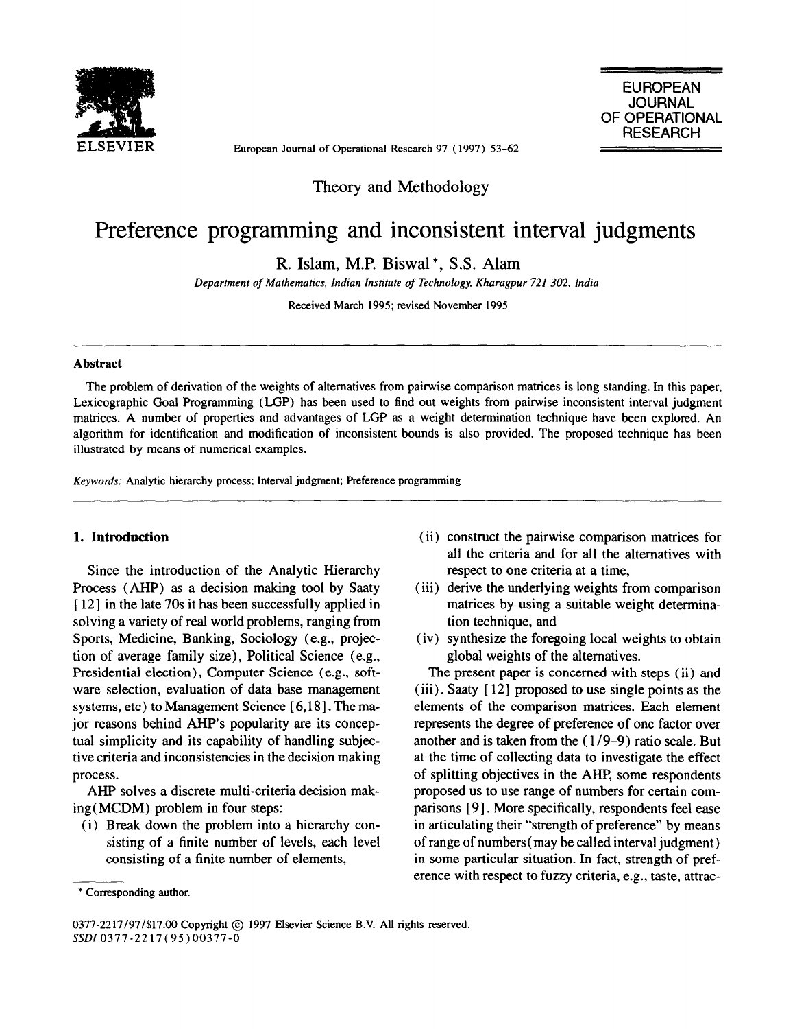# Preference programming and inconsistent interval judgments

R. Islam, M.P. Biswal *, S.S. Alam

*Department of Mathematics, Indian Institute of Technology, Kharagpur 721 302, India*

Received March 1995; revised November 1995

## Abstract

The problem of derivation of the weights of alternatives from pairwise comparison matrices is long standing. In this paper, Lexicographic Goal Programming (LGP) has been used to find out weights from pairwise inconsistent interval judgment matrices. A number of properties and advantages of LGP as a weight determination technique have been explored. An algorithm for identification and modification of inconsistent bounds is also provided. The proposed technique has been illustrated by means of numerical examples.

*Keywords:* Analytic hierarchy process; Interval judgment; Preference programming

## 1. Introduction

Since the introduction of the Analytic Hierarchy Process (AHP) as a decision making tool by Saaty [12] in the late 70s it has been successfully applied in solving a variety of real world problems, ranging from Sports, Medicine, Banking, Sociology (e.g., projection of average family size), Political Science (e.g., Presidential election), Computer Science (e.g., software selection, evaluation of data base management systems, etc) to Management Science [6,18]. The major reasons behind AHP's popularity are its conceptual simplicity and its capability of handling subjective criteria and inconsistencies in the decision making process.

AHP solves a discrete multi-criteria decision making (MCDM) problem in four steps:

(i) Break down the problem into a hierarchy consisting of a finite number of levels, each level consisting of a finite number of elements,
(ii) construct the pairwise comparison matrices for all the criteria and for all the alternatives with respect to one criteria at a time,
(iii) derive the underlying weights from comparison matrices by using a suitable weight determination technique, and
(iv) synthesize the foregoing local weights to obtain global weights of the alternatives.

The present paper is concerned with steps (ii) and (iii). Saaty [12] proposed to use single points as the elements of the comparison matrices. Each element represents the degree of preference of one factor over another and is taken from the (1/9–9) ratio scale. But at the time of collecting data to investigate the effect of splitting objectives in the AHP, some respondents proposed us to use range of numbers for certain comparisons [9]. More specifically, respondents feel ease in articulating their "strength of preference" by means of range of numbers (may be called interval judgment) in some particular situation. In fact, strength of preference with respect to fuzzy criteria, e.g., taste, attrac-

* Corresponding author.

0377-2217/97/$17.00 Copyright © 1997 Elsevier Science B.V. All rights reserved.
SSDI 0377-2217(95)00377-0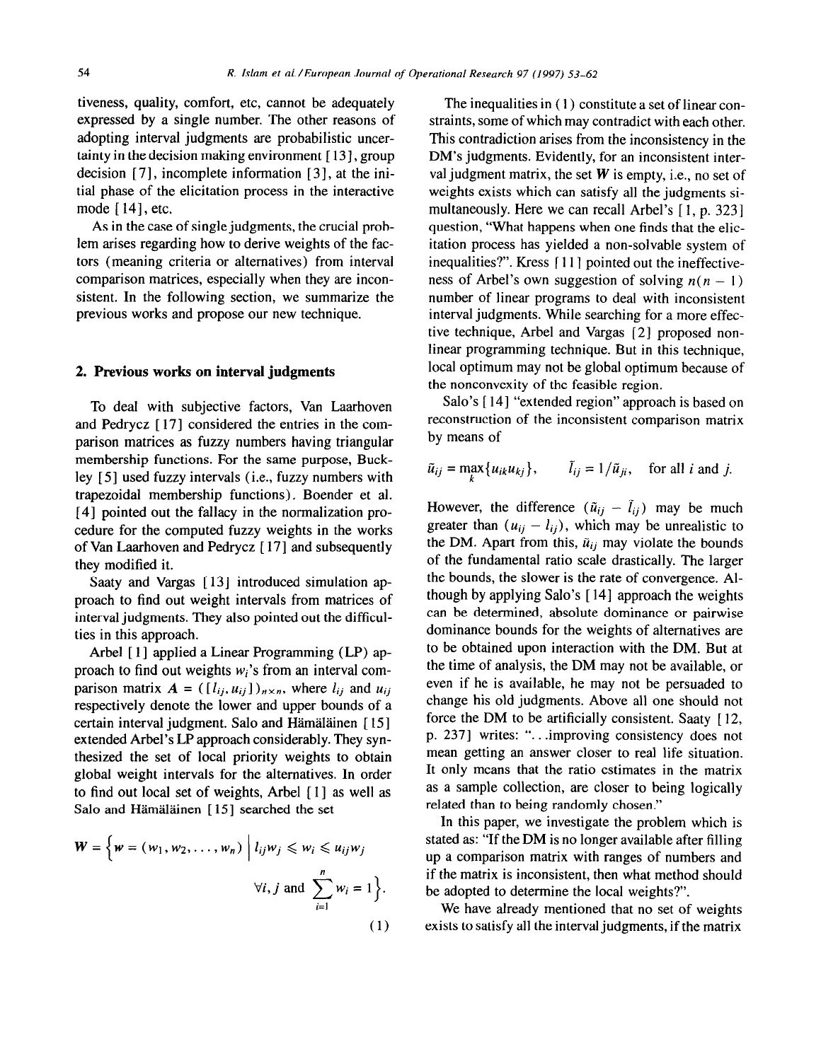tiveness, quality, comfort, etc, cannot be adequately expressed by a single number. The other reasons of adopting interval judgments are probabilistic uncertainty in the decision making environment [13], group decision [7], incomplete information [3], at the initial phase of the elicitation process in the interactive mode [14], etc.

As in the case of single judgments, the crucial problem arises regarding how to derive weights of the factors (meaning criteria or alternatives) from interval comparison matrices, especially when they are inconsistent. In the following section, we summarize the previous works and propose our new technique.

## 2. Previous works on interval judgments

To deal with subjective factors, Van Laarhoven and Pedrycz [17] considered the entries in the comparison matrices as fuzzy numbers having triangular membership functions. For the same purpose, Buckley [5] used fuzzy intervals (i.e., fuzzy numbers with trapezoidal membership functions). Boender et al. [4] pointed out the fallacy in the normalization procedure for the computed fuzzy weights in the works of Van Laarhoven and Pedrycz [17] and subsequently they modified it.

Saaty and Vargas [13] introduced simulation approach to find out weight intervals from matrices of interval judgments. They also pointed out the difficulties in this approach.

Arbel [1] applied a Linear Programming (LP) approach to find out weights $w_i$'s from an interval comparison matrix $A = ([l_{ij}, u_{ij}])_{n\times n}$, where $l_{ij}$ and $u_{ij}$ respectively denote the lower and upper bounds of a certain interval judgment. Salo and Hämäläinen [15] extended Arbel's LP approach considerably. They synthesized the set of local priority weights to obtain global weight intervals for the alternatives. In order to find out local set of weights, Arbel [1] as well as Salo and Hämäläinen [15] searched the set

$$W = \left\{ w = (w_1, w_2, \ldots, w_n) \;\middle|\; l_{ij}w_j \leqslant w_i \leqslant u_{ij}w_j \quad \forall i,j \text{ and } \sum_{i=1}^{n} w_i = 1 \right\}. \tag{1}$$

The inequalities in (1) constitute a set of linear constraints, some of which may contradict with each other. This contradiction arises from the inconsistency in the DM's judgments. Evidently, for an inconsistent interval judgment matrix, the set $W$ is empty, i.e., no set of weights exists which can satisfy all the judgments simultaneously. Here we can recall Arbel's [1, p. 323] question, "What happens when one finds that the elicitation process has yielded a non-solvable system of inequalities?". Kress [11] pointed out the ineffectiveness of Arbel's own suggestion of solving $n(n-1)$ number of linear programs to deal with inconsistent interval judgments. While searching for a more effective technique, Arbel and Vargas [2] proposed nonlinear programming technique. But in this technique, local optimum may not be global optimum because of the nonconvexity of the feasible region.

Salo's [14] "extended region" approach is based on reconstruction of the inconsistent comparison matrix by means of

$$\bar{u}_{ij} = \max_k\{u_{ik}u_{kj}\}, \qquad \bar{l}_{ij} = 1/\bar{u}_{ji}, \quad \text{for all } i \text{ and } j.$$

However, the difference $(\bar{u}_{ij} - \bar{l}_{ij})$ may be much greater than $(u_{ij} - l_{ij})$, which may be unrealistic to the DM. Apart from this, $\bar{u}_{ij}$ may violate the bounds of the fundamental ratio scale drastically. The larger the bounds, the slower is the rate of convergence. Although by applying Salo's [14] approach the weights can be determined, absolute dominance or pairwise dominance bounds for the weights of alternatives are to be obtained upon interaction with the DM. But at the time of analysis, the DM may not be available, or even if he is available, he may not be persuaded to change his old judgments. Above all one should not force the DM to be artificially consistent. Saaty [12, p. 237] writes: "...improving consistency does not mean getting an answer closer to real life situation. It only means that the ratio estimates in the matrix as a sample collection, are closer to being logically related than to being randomly chosen."

In this paper, we investigate the problem which is stated as: "If the DM is no longer available after filling up a comparison matrix with ranges of numbers and if the matrix is inconsistent, then what method should be adopted to determine the local weights?".

We have already mentioned that no set of weights exists to satisfy all the interval judgments, if the matrix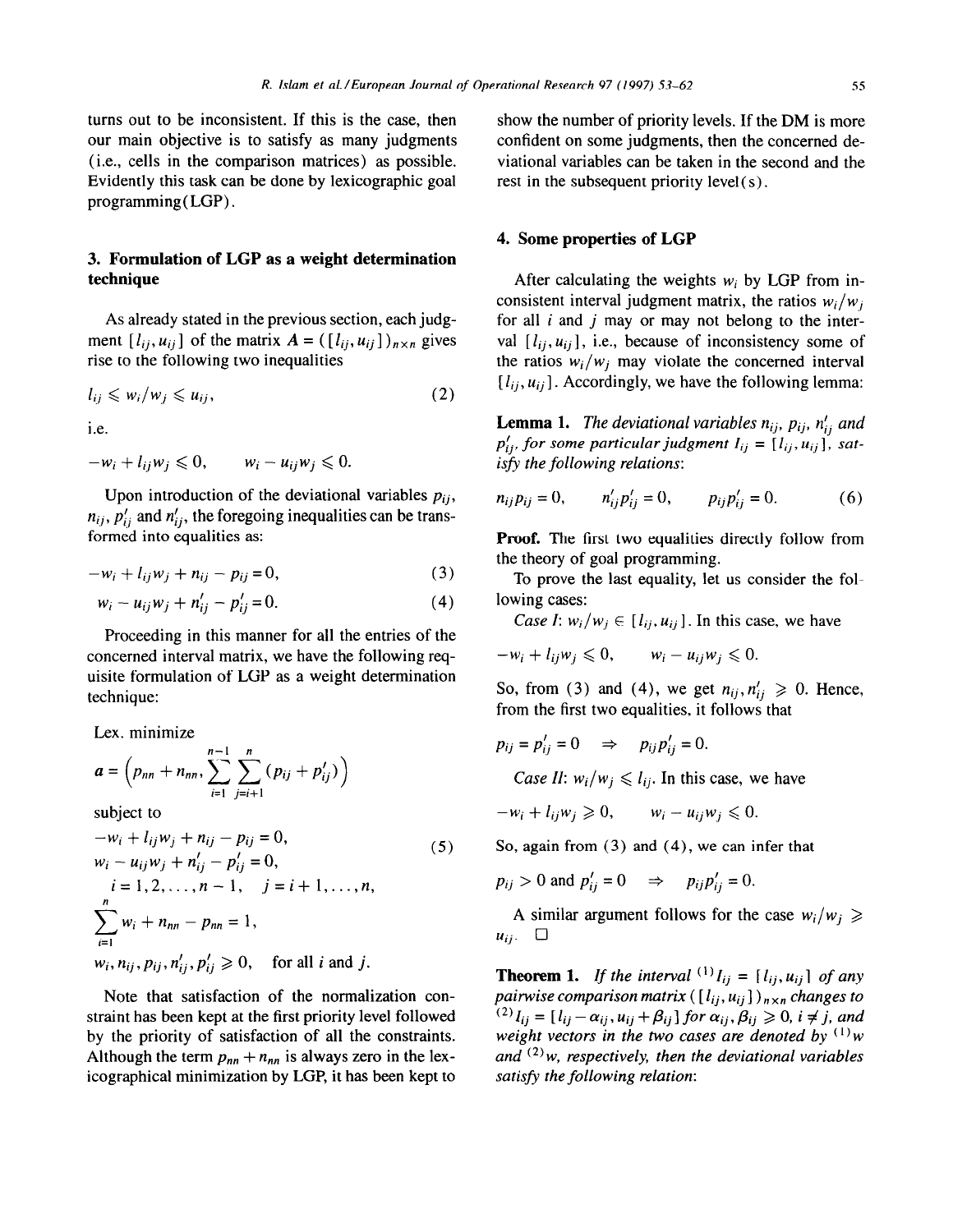turns out to be inconsistent. If this is the case, then our main objective is to satisfy as many judgments (i.e., cells in the comparison matrices) as possible. Evidently this task can be done by lexicographic goal programming (LGP).

## 3. Formulation of LGP as a weight determination technique

As already stated in the previous section, each judgment $[l_{ij}, u_{ij}]$ of the matrix $A = ([l_{ij}, u_{ij}])_{n \times n}$ gives rise to the following two inequalities

$$l_{ij} \leqslant w_i/w_j \leqslant u_{ij}, \tag{2}$$

i.e.

$$-w_i + l_{ij}w_j \leqslant 0, \qquad w_i - u_{ij}w_j \leqslant 0.$$

Upon introduction of the deviational variables $p_{ij}$, $n_{ij}$, $p'_{ij}$ and $n'_{ij}$, the foregoing inequalities can be transformed into equalities as:

$$-w_i + l_{ij}w_j + n_{ij} - p_{ij} = 0, \tag{3}$$

$$w_i - u_{ij}w_j + n'_{ij} - p'_{ij} = 0. \tag{4}$$

Proceeding in this manner for all the entries of the concerned interval matrix, we have the following requisite formulation of LGP as a weight determination technique:

Lex. minimize

$$a = \left(p_{nn} + n_{nn}, \sum_{i=1}^{n-1} \sum_{j=i+1}^{n} (p_{ij} + p'_{ij})\right)$$

subject to

$$\begin{aligned} & -w_i + l_{ij}w_j + n_{ij} - p_{ij} = 0, \\ & w_i - u_{ij}w_j + n'_{ij} - p'_{ij} = 0, \\ & \quad i = 1, 2, \ldots, n-1, \quad j = i+1, \ldots, n, \\ & \sum_{i=1}^{n} w_i + n_{nn} - p_{nn} = 1, \\ & w_i, n_{ij}, p_{ij}, n'_{ij}, p'_{ij} \geqslant 0, \quad \text{for all } i \text{ and } j. \end{aligned} \tag{5}$$

Note that satisfaction of the normalization constraint has been kept at the first priority level followed by the priority of satisfaction of all the constraints. Although the term $p_{nn} + n_{nn}$ is always zero in the lexicographical minimization by LGP, it has been kept to show the number of priority levels. If the DM is more confident on some judgments, then the concerned deviational variables can be taken in the second and the rest in the subsequent priority level(s).

## 4. Some properties of LGP

After calculating the weights $w_i$ by LGP from inconsistent interval judgment matrix, the ratios $w_i/w_j$ for all $i$ and $j$ may or may not belong to the interval $[l_{ij}, u_{ij}]$, i.e., because of inconsistency some of the ratios $w_i/w_j$ may violate the concerned interval $[l_{ij}, u_{ij}]$. Accordingly, we have the following lemma:

**Lemma 1.** *The deviational variables $n_{ij}$, $p_{ij}$, $n'_{ij}$ and $p'_{ij}$, for some particular judgment $I_{ij} = [l_{ij}, u_{ij}]$, satisfy the following relations:*

$$n_{ij}p_{ij} = 0, \qquad n'_{ij}p'_{ij} = 0, \qquad p_{ij}p'_{ij} = 0. \tag{6}$$

**Proof.** The first two equalities directly follow from the theory of goal programming.

To prove the last equality, let us consider the following cases:

*Case I*: $w_i/w_j \in [l_{ij}, u_{ij}]$. In this case, we have

$$-w_i + l_{ij}w_j \leqslant 0, \qquad w_i - u_{ij}w_j \leqslant 0.$$

So, from (3) and (4), we get $n_{ij}, n'_{ij} \geqslant 0$. Hence, from the first two equalities, it follows that

$$p_{ij} = p'_{ij} = 0 \quad \Rightarrow \quad p_{ij}p'_{ij} = 0.$$

*Case II*: $w_i/w_j \leqslant l_{ij}$. In this case, we have

$$-w_i + l_{ij}w_j \geqslant 0, \qquad w_i - u_{ij}w_j \leqslant 0.$$

So, again from (3) and (4), we can infer that

$$p_{ij} > 0 \text{ and } p'_{ij} = 0 \quad \Rightarrow \quad p_{ij}p'_{ij} = 0.$$

A similar argument follows for the case $w_i/w_j \geqslant u_{ij}$. □

**Theorem 1.** *If the interval ${}^{(1)}I_{ij} = [l_{ij}, u_{ij}]$ of any pairwise comparison matrix $([l_{ij}, u_{ij}])_{n \times n}$ changes to ${}^{(2)}I_{ij} = [l_{ij} - \alpha_{ij}, u_{ij} + \beta_{ij}]$ for $\alpha_{ij}, \beta_{ij} \geqslant 0$, $i \neq j$, and weight vectors in the two cases are denoted by ${}^{(1)}w$ and ${}^{(2)}w$, respectively, then the deviational variables satisfy the following relation:*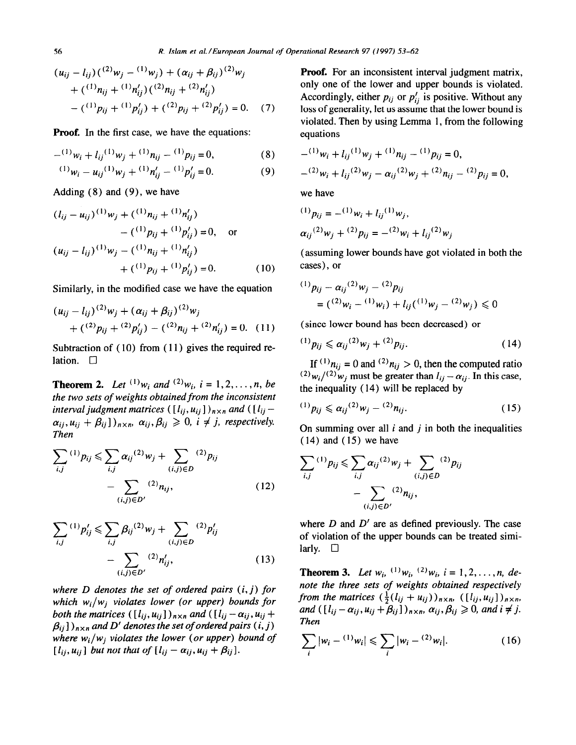$$(u_{ij} - l_{ij})({}^{(2)}w_j - {}^{(1)}w_j) + (\alpha_{ij} + \beta_{ij}){}^{(2)}w_j + ({}^{(1)}n_{ij} + {}^{(1)}n'_{ij})({}^{(2)}n_{ij} + {}^{(2)}n'_{ij}) - ({}^{(1)}p_{ij} + {}^{(1)}p'_{ij}) + ({}^{(2)}p_{ij} + {}^{(2)}p'_{ij}) = 0. \quad (7)$$

**Proof.** In the first case, we have the equations:

$$-{}^{(1)}w_i + l_{ij}{}^{(1)}w_j + {}^{(1)}n_{ij} - {}^{(1)}p_{ij} = 0, \quad (8)$$

$${}^{(1)}w_i - u_{ij}{}^{(1)}w_j + {}^{(1)}n'_{ij} - {}^{(1)}p'_{ij} = 0. \quad (9)$$

Adding (8) and (9), we have

$$(l_{ij} - u_{ij}){}^{(1)}w_j + ({}^{(1)}n_{ij} + {}^{(1)}n'_{ij}) - ({}^{(1)}p_{ij} + {}^{(1)}p'_{ij}) = 0, \quad \text{or}$$

$$(u_{ij} - l_{ij}){}^{(1)}w_j - ({}^{(1)}n_{ij} + {}^{(1)}n'_{ij}) + ({}^{(1)}p_{ij} + {}^{(1)}p'_{ij}) = 0. \quad (10)$$

Similarly, in the modified case we have the equation

$$(u_{ij} - l_{ij}){}^{(2)}w_j + (\alpha_{ij} + \beta_{ij}){}^{(2)}w_j + ({}^{(2)}p_{ij} + {}^{(2)}p'_{ij}) - ({}^{(2)}n_{ij} + {}^{(2)}n'_{ij}) = 0. \quad (11)$$

Subtraction of (10) from (11) gives the required relation. □

**Theorem 2.** *Let ${}^{(1)}w_i$ and ${}^{(2)}w_i$, $i = 1, 2, \ldots, n$, be the two sets of weights obtained from the inconsistent interval judgment matrices $([l_{ij}, u_{ij}])_{n\times n}$ and $([l_{ij} - \alpha_{ij}, u_{ij} + \beta_{ij}])_{n\times n}$, $\alpha_{ij}, \beta_{ij} \geqslant 0$, $i \neq j$, respectively. Then*

$$\sum_{i,j} {}^{(1)}p_{ij} \leqslant \sum_{i,j} \alpha_{ij}{}^{(2)}w_j + \sum_{(i,j)\in D} {}^{(2)}p_{ij} - \sum_{(i,j)\in D'} {}^{(2)}n_{ij}, \quad (12)$$

$$\sum_{i,j} {}^{(1)}p'_{ij} \leqslant \sum_{i,j} \beta_{ij}{}^{(2)}w_j + \sum_{(i,j)\in D} {}^{(2)}p'_{ij} - \sum_{(i,j)\in D'} {}^{(2)}n'_{ij}, \quad (13)$$

*where $D$ denotes the set of ordered pairs $(i, j)$ for which $w_i/w_j$ violates lower (or upper) bounds for both the matrices $([l_{ij}, u_{ij}])_{n\times n}$ and $([l_{ij} - \alpha_{ij}, u_{ij} + \beta_{ij}])_{n\times n}$ and $D'$ denotes the set of ordered pairs $(i, j)$ where $w_i/w_j$ violates the lower (or upper) bound of $[l_{ij}, u_{ij}]$ but not that of $[l_{ij} - \alpha_{ij}, u_{ij} + \beta_{ij}]$.*

**Proof.** For an inconsistent interval judgment matrix, only one of the lower and upper bounds is violated. Accordingly, either $p_{ij}$ or $p'_{ij}$ is positive. Without any loss of generality, let us assume that the lower bound is violated. Then by using Lemma 1, from the following equations

$$-{}^{(1)}w_i + l_{ij}{}^{(1)}w_j + {}^{(1)}n_{ij} - {}^{(1)}p_{ij} = 0,$$

$$-{}^{(2)}w_i + l_{ij}{}^{(2)}w_j - \alpha_{ij}{}^{(2)}w_j + {}^{(2)}n_{ij} - {}^{(2)}p_{ij} = 0,$$

we have

$${}^{(1)}p_{ij} = -{}^{(1)}w_i + l_{ij}{}^{(1)}w_j,$$

$$\alpha_{ij}{}^{(2)}w_j + {}^{(2)}p_{ij} = -{}^{(2)}w_i + l_{ij}{}^{(2)}w_j$$

(assuming lower bounds have got violated in both the cases), or

$${}^{(1)}p_{ij} - \alpha_{ij}{}^{(2)}w_j - {}^{(2)}p_{ij} = ({}^{(2)}w_i - {}^{(1)}w_i) + l_{ij}({}^{(1)}w_j - {}^{(2)}w_j) \leqslant 0$$

(since lower bound has been decreased) or

$${}^{(1)}p_{ij} \leqslant \alpha_{ij}{}^{(2)}w_j + {}^{(2)}p_{ij}. \quad (14)$$

If ${}^{(1)}n_{ij} = 0$ and ${}^{(2)}n_{ij} > 0$, then the computed ratio ${}^{(2)}w_i/{}^{(2)}w_j$ must be greater than $l_{ij} - \alpha_{ij}$. In this case, the inequality (14) will be replaced by

$${}^{(1)}p_{ij} \leqslant \alpha_{ij}{}^{(2)}w_j - {}^{(2)}n_{ij}. \quad (15)$$

On summing over all $i$ and $j$ in both the inequalities (14) and (15) we have

$$\sum_{i,j} {}^{(1)}p_{ij} \leqslant \sum_{i,j} \alpha_{ij}{}^{(2)}w_j + \sum_{(i,j)\in D} {}^{(2)}p_{ij} - \sum_{(i,j)\in D'} {}^{(2)}n_{ij},$$

where $D$ and $D'$ are as defined previously. The case of violation of the upper bounds can be treated similarly. □

**Theorem 3.** *Let $w_i$, ${}^{(1)}w_i$, ${}^{(2)}w_i$, $i = 1, 2, \ldots, n$, denote the three sets of weights obtained respectively from the matrices $(\frac{1}{2}(l_{ij} + u_{ij}))_{n\times n}$, $([l_{ij}, u_{ij}])_{n\times n}$, and $([l_{ij} - \alpha_{ij}, u_{ij} + \beta_{ij}])_{n\times n}$, $\alpha_{ij}, \beta_{ij} \geqslant 0$, and $i \neq j$. Then*

$$\sum_i |w_i - {}^{(1)}w_i| \leqslant \sum_i |w_i - {}^{(2)}w_i|. \quad (16)$$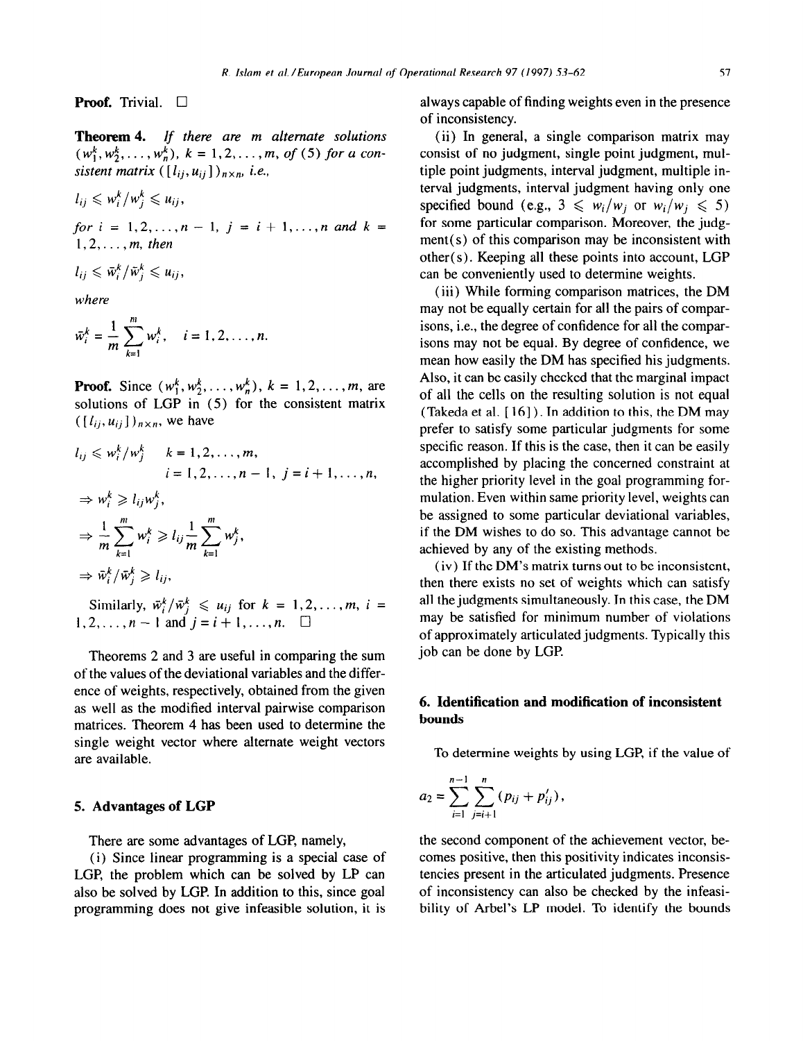**Proof.** Trivial. □

**Theorem 4.** *If there are m alternate solutions* $(w_1^k, w_2^k, \ldots, w_n^k)$, $k = 1, 2, \ldots, m$, *of* (5) *for a consistent matrix* $([l_{ij}, u_{ij}])_{n\times n}$, *i.e.,*

$$l_{ij} \leqslant w_i^k / w_j^k \leqslant u_{ij},$$

*for* $i = 1, 2, \ldots, n-1$, $j = i+1, \ldots, n$ *and* $k = 1, 2, \ldots, m$, *then*

$$l_{ij} \leqslant \bar{w}_i^k / \bar{w}_j^k \leqslant u_{ij},$$

*where*

$$\bar{w}_i^k = \frac{1}{m} \sum_{k=1}^{m} w_i^k, \quad i = 1, 2, \ldots, n.$$

**Proof.** Since $(w_1^k, w_2^k, \ldots, w_n^k)$, $k = 1, 2, \ldots, m$, are solutions of LGP in (5) for the consistent matrix $([l_{ij}, u_{ij}])_{n\times n}$, we have

$$l_{ij} \leqslant w_i^k / w_j^k \quad k = 1, 2, \ldots, m, \quad i = 1, 2, \ldots, n-1, \; j = i+1, \ldots, n,$$

$$\Rightarrow w_i^k \geqslant l_{ij} w_j^k,$$

$$\Rightarrow \frac{1}{m} \sum_{k=1}^{m} w_i^k \geqslant l_{ij} \frac{1}{m} \sum_{k=1}^{m} w_j^k,$$

$$\Rightarrow \bar{w}_i^k / \bar{w}_j^k \geqslant l_{ij},$$

Similarly, $\bar{w}_i^k / \bar{w}_j^k \leqslant u_{ij}$ for $k = 1, 2, \ldots, m$, $i = 1, 2, \ldots, n-1$ and $j = i+1, \ldots, n$. □

Theorems 2 and 3 are useful in comparing the sum of the values of the deviational variables and the difference of weights, respectively, obtained from the given as well as the modified interval pairwise comparison matrices. Theorem 4 has been used to determine the single weight vector where alternate weight vectors are available.

## 5. Advantages of LGP

There are some advantages of LGP, namely,

(i) Since linear programming is a special case of LGP, the problem which can be solved by LP can also be solved by LGP. In addition to this, since goal programming does not give infeasible solution, it is always capable of finding weights even in the presence of inconsistency.

(ii) In general, a single comparison matrix may consist of no judgment, single point judgment, multiple point judgments, interval judgment, multiple interval judgments, interval judgment having only one specified bound (e.g., $3 \leqslant w_i/w_j$ or $w_i/w_j \leqslant 5$) for some particular comparison. Moreover, the judgment(s) of this comparison may be inconsistent with other(s). Keeping all these points into account, LGP can be conveniently used to determine weights.

(iii) While forming comparison matrices, the DM may not be equally certain for all the pairs of comparisons, i.e., the degree of confidence for all the comparisons may not be equal. By degree of confidence, we mean how easily the DM has specified his judgments. Also, it can be easily checked that the marginal impact of all the cells on the resulting solution is not equal (Takeda et al. [16]). In addition to this, the DM may prefer to satisfy some particular judgments for some specific reason. If this is the case, then it can be easily accomplished by placing the concerned constraint at the higher priority level in the goal programming formulation. Even within same priority level, weights can be assigned to some particular deviational variables, if the DM wishes to do so. This advantage cannot be achieved by any of the existing methods.

(iv) If the DM's matrix turns out to be inconsistent, then there exists no set of weights which can satisfy all the judgments simultaneously. In this case, the DM may be satisfied for minimum number of violations of approximately articulated judgments. Typically this job can be done by LGP.

## 6. Identification and modification of inconsistent bounds

To determine weights by using LGP, if the value of

$$a_2 = \sum_{i=1}^{n-1} \sum_{j=i+1}^{n} (p_{ij} + p'_{ij}),$$

the second component of the achievement vector, becomes positive, then this positivity indicates inconsistencies present in the articulated judgments. Presence of inconsistency can also be checked by the infeasibility of Arbel's LP model. To identify the bounds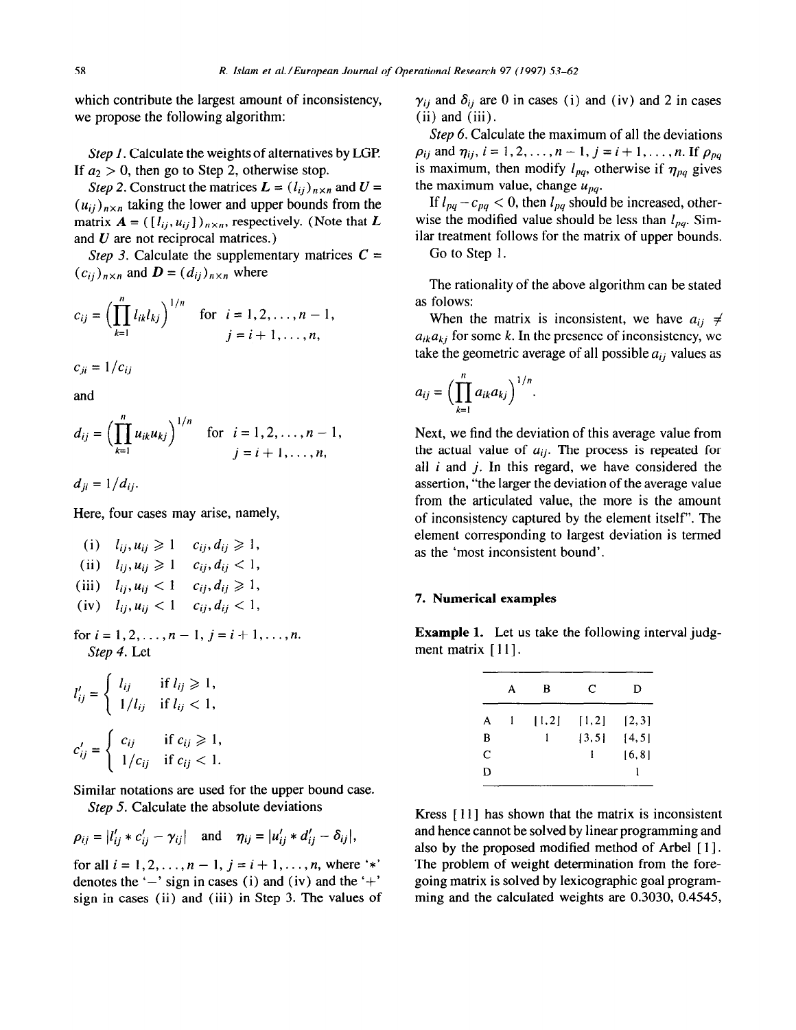which contribute the largest amount of inconsistency, we propose the following algorithm:

*Step 1.* Calculate the weights of alternatives by LGP. If $a_2 > 0$, then go to Step 2, otherwise stop.

*Step 2.* Construct the matrices $\boldsymbol{L} = (l_{ij})_{n\times n}$ and $\boldsymbol{U} = (u_{ij})_{n\times n}$ taking the lower and upper bounds from the matrix $\boldsymbol{A} = ([l_{ij}, u_{ij}])_{n\times n}$, respectively. (Note that $\boldsymbol{L}$ and $\boldsymbol{U}$ are not reciprocal matrices.)

*Step 3.* Calculate the supplementary matrices $\boldsymbol{C} = (c_{ij})_{n\times n}$ and $\boldsymbol{D} = (d_{ij})_{n\times n}$ where

$$c_{ij} = \Big(\prod_{k=1}^{n} l_{ik} l_{kj}\Big)^{1/n} \quad \text{for } i = 1, 2, \ldots, n-1, \; j = i+1, \ldots, n,$$

$$c_{ji} = 1/c_{ij}$$

and

$$d_{ij} = \Big(\prod_{k=1}^{n} u_{ik} u_{kj}\Big)^{1/n} \quad \text{for } i = 1, 2, \ldots, n-1, \; j = i+1, \ldots, n,$$

$$d_{ji} = 1/d_{ij}.$$

Here, four cases may arise, namely,

(i) $l_{ij}, u_{ij} \geqslant 1 \quad c_{ij}, d_{ij} \geqslant 1$,
(ii) $l_{ij}, u_{ij} \geqslant 1 \quad c_{ij}, d_{ij} < 1$,
(iii) $l_{ij}, u_{ij} < 1 \quad c_{ij}, d_{ij} \geqslant 1$,
(iv) $l_{ij}, u_{ij} < 1 \quad c_{ij}, d_{ij} < 1$,

for $i = 1, 2, \ldots, n-1$, $j = i+1, \ldots, n$.

*Step 4.* Let

$$l'_{ij} = \begin{cases} l_{ij} & \text{if } l_{ij} \geqslant 1, \\ 1/l_{ij} & \text{if } l_{ij} < 1, \end{cases}$$

$$c'_{ij} = \begin{cases} c_{ij} & \text{if } c_{ij} \geqslant 1, \\ 1/c_{ij} & \text{if } c_{ij} < 1. \end{cases}$$

Similar notations are used for the upper bound case.

*Step 5.* Calculate the absolute deviations

$$\rho_{ij} = |l'_{ij} * c'_{ij} - \gamma_{ij}| \quad \text{and} \quad \eta_{ij} = |u'_{ij} * d'_{ij} - \delta_{ij}|,$$

for all $i = 1, 2, \ldots, n-1$, $j = i+1, \ldots, n$, where '*' denotes the '−' sign in cases (i) and (iv) and the '+' sign in cases (ii) and (iii) in Step 3. The values of $\gamma_{ij}$ and $\delta_{ij}$ are 0 in cases (i) and (iv) and 2 in cases (ii) and (iii).

*Step 6.* Calculate the maximum of all the deviations $\rho_{ij}$ and $\eta_{ij}$, $i = 1, 2, \ldots, n-1$, $j = i+1, \ldots, n$. If $\rho_{pq}$ is maximum, then modify $l_{pq}$, otherwise if $\eta_{pq}$ gives the maximum value, change $u_{pq}$.

If $l_{pq} - c_{pq} < 0$, then $l_{pq}$ should be increased, otherwise the modified value should be less than $l_{pq}$. Similar treatment follows for the matrix of upper bounds.

Go to Step 1.

The rationality of the above algorithm can be stated as folows:

When the matrix is inconsistent, we have $a_{ij} \neq a_{ik}a_{kj}$ for some $k$. In the presence of inconsistency, we take the geometric average of all possible $a_{ij}$ values as

$$a_{ij} = \Big(\prod_{k=1}^{n} a_{ik} a_{kj}\Big)^{1/n}.$$

Next, we find the deviation of this average value from the actual value of $a_{ij}$. The process is repeated for all $i$ and $j$. In this regard, we have considered the assertion, "the larger the deviation of the average value from the articulated value, the more is the amount of inconsistency captured by the element itself". The element corresponding to largest deviation is termed as the 'most inconsistent bound'.

## 7. Numerical examples

**Example 1.** Let us take the following interval judgment matrix [11].

| | A | B | C | D |
|---|---|---|---|---|
| A | 1 | [1,2] | [1,2] | [2,3] |
| B | | 1 | [3,5] | [4,5] |
| C | | | 1 | [6,8] |
| D | | | | 1 |

Kress [11] has shown that the matrix is inconsistent and hence cannot be solved by linear programming and also by the proposed modified method of Arbel [1]. The problem of weight determination from the foregoing matrix is solved by lexicographic goal programming and the calculated weights are 0.3030, 0.4545,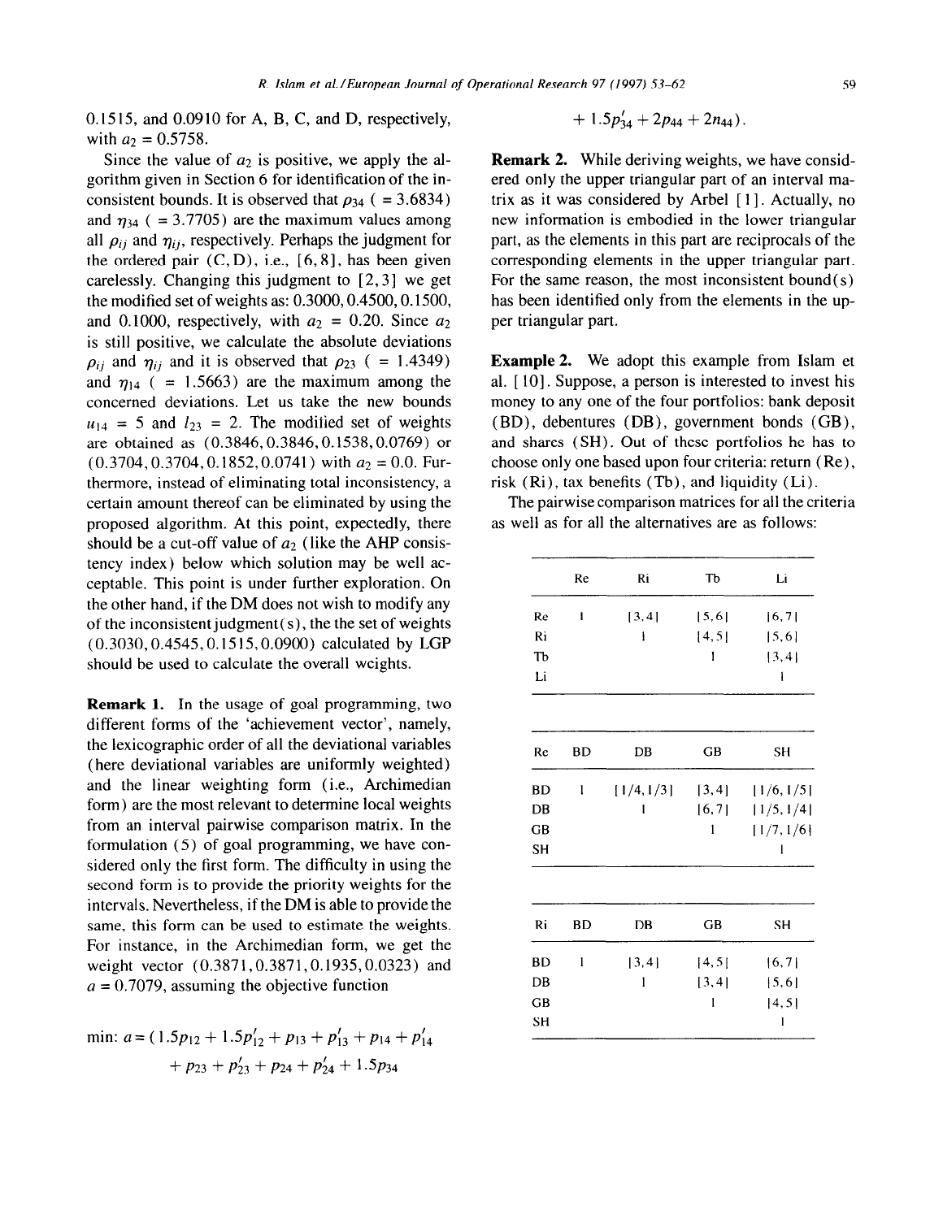0.1515, and 0.0910 for A, B, C, and D, respectively, with $a_2 = 0.5758$.

Since the value of $a_2$ is positive, we apply the algorithm given in Section 6 for identification of the inconsistent bounds. It is observed that $\rho_{34}$ ( = 3.6834) and $\eta_{34}$ ( = 3.7705) are the maximum values among all $\rho_{ij}$ and $\eta_{ij}$, respectively. Perhaps the judgment for the ordered pair (C, D), i.e., [6, 8], has been given carelessly. Changing this judgment to [2, 3] we get the modified set of weights as: 0.3000, 0.4500, 0.1500, and 0.1000, respectively, with $a_2 = 0.20$. Since $a_2$ is still positive, we calculate the absolute deviations $\rho_{ij}$ and $\eta_{ij}$ and it is observed that $\rho_{23}$ ( = 1.4349) and $\eta_{14}$ ( = 1.5663) are the maximum among the concerned deviations. Let us take the new bounds $u_{14} = 5$ and $l_{23} = 2$. The modified set of weights are obtained as (0.3846, 0.3846, 0.1538, 0.0769) or (0.3704, 0.3704, 0.1852, 0.0741) with $a_2 = 0.0$. Furthermore, instead of eliminating total inconsistency, a certain amount thereof can be eliminated by using the proposed algorithm. At this point, expectedly, there should be a cut-off value of $a_2$ (like the AHP consistency index) below which solution may be well acceptable. This point is under further exploration. On the other hand, if the DM does not wish to modify any of the inconsistent judgment(s), the the set of weights (0.3030, 0.4545, 0.1515, 0.0900) calculated by LGP should be used to calculate the overall weights.

**Remark 1.** In the usage of goal programming, two different forms of the 'achievement vector', namely, the lexicographic order of all the deviational variables (here deviational variables are uniformly weighted) and the linear weighting form (i.e., Archimedian form) are the most relevant to determine local weights from an interval pairwise comparison matrix. In the formulation (5) of goal programming, we have considered only the first form. The difficulty in using the second form is to provide the priority weights for the intervals. Nevertheless, if the DM is able to provide the same, this form can be used to estimate the weights. For instance, in the Archimedian form, we get the weight vector (0.3871, 0.3871, 0.1935, 0.0323) and $a = 0.7079$, assuming the objective function

$$\text{min: } a = (1.5p_{12} + 1.5p'_{12} + p_{13} + p'_{13} + p_{14} + p'_{14} + p_{23} + p'_{23} + p_{24} + p'_{24} + 1.5p_{34} + 1.5p'_{34} + 2p_{44} + 2n_{44}).$$

**Remark 2.** While deriving weights, we have considered only the upper triangular part of an interval matrix as it was considered by Arbel [1]. Actually, no new information is embodied in the lower triangular part, as the elements in this part are reciprocals of the corresponding elements in the upper triangular part. For the same reason, the most inconsistent bound(s) has been identified only from the elements in the upper triangular part.

**Example 2.** We adopt this example from Islam et al. [10]. Suppose, a person is interested to invest his money to any one of the four portfolios: bank deposit (BD), debentures (DB), government bonds (GB), and shares (SH). Out of these portfolios he has to choose only one based upon four criteria: return (Re), risk (Ri), tax benefits (Tb), and liquidity (Li).

The pairwise comparison matrices for all the criteria as well as for all the alternatives are as follows:

| | Re | Ri | Tb | Li |
|---|---|---|---|---|
| Re | 1 | [3,4] | [5,6] | [6,7] |
| Ri | | 1 | [4,5] | [5,6] |
| Tb | | | 1 | [3,4] |
| Li | | | | 1 |

| Re | BD | DB | GB | SH |
|---|---|---|---|---|
| BD | 1 | [1/4,1/3] | [3,4] | [1/6,1/5] |
| DB | | 1 | [6,7] | [1/5,1/4] |
| GB | | | 1 | [1/7,1/6] |
| SH | | | | 1 |

| Ri | BD | DB | GB | SH |
|---|---|---|---|---|
| BD | 1 | [3,4] | [4,5] | [6,7] |
| DB | | 1 | [3,4] | [5,6] |
| GB | | | 1 | [4,5] |
| SH | | | | 1 |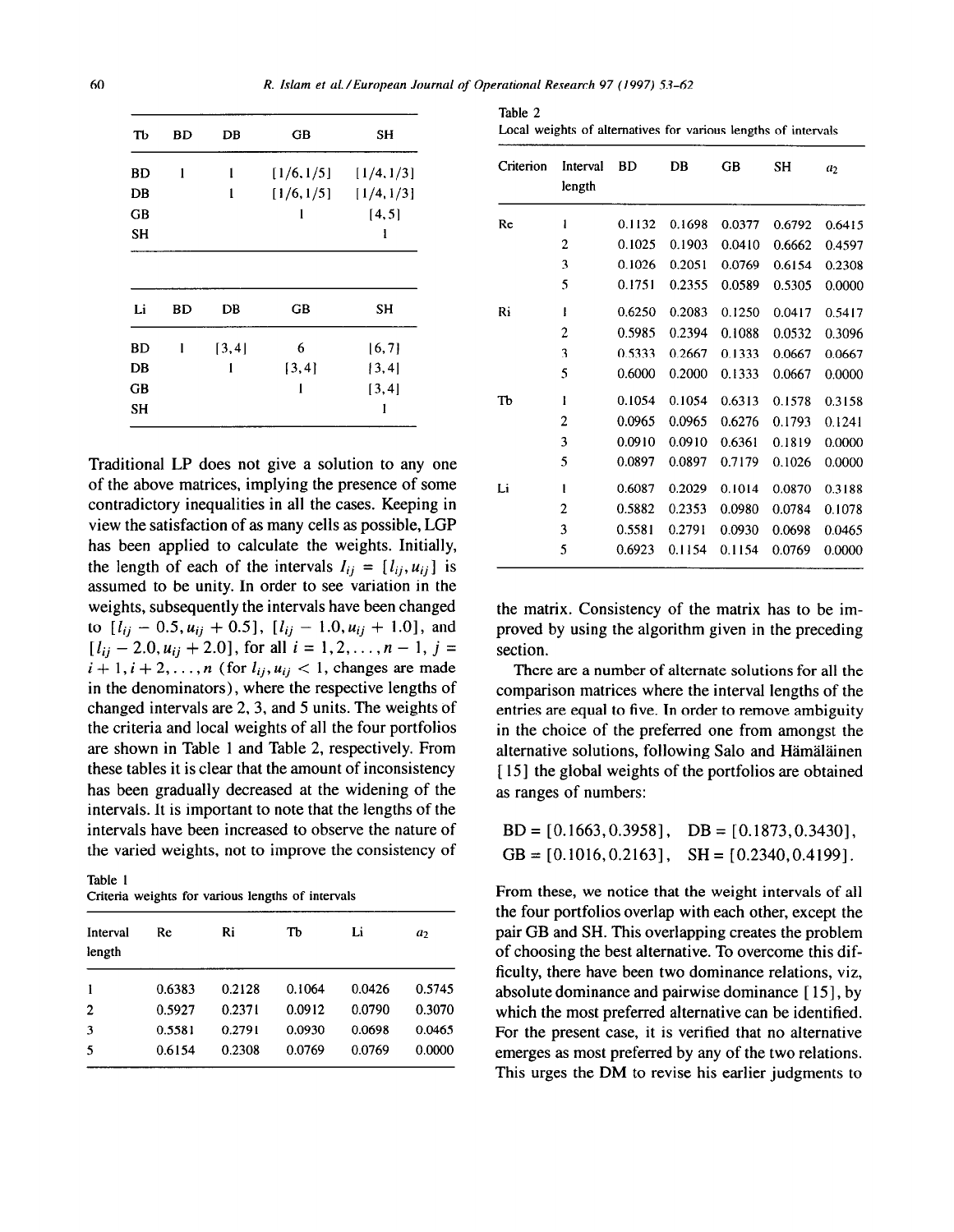| Tb | BD | DB | GB | SH |
|---|---|---|---|---|
| BD | 1 | 1 | [1/6, 1/5] | [1/4, 1/3] |
| DB | | 1 | [1/6, 1/5] | [1/4, 1/3] |
| GB | | | 1 | [4, 5] |
| SH | | | | 1 |

| Li | BD | DB | GB | SH |
|---|---|---|---|---|
| BD | 1 | [3, 4] | 6 | [6, 7] |
| DB | | 1 | [3, 4] | [3, 4] |
| GB | | | 1 | [3, 4] |
| SH | | | | 1 |

Traditional LP does not give a solution to any one of the above matrices, implying the presence of some contradictory inequalities in all the cases. Keeping in view the satisfaction of as many cells as possible, LGP has been applied to calculate the weights. Initially, the length of each of the intervals $I_{ij} = [l_{ij}, u_{ij}]$ is assumed to be unity. In order to see variation in the weights, subsequently the intervals have been changed to $[l_{ij} - 0.5, u_{ij} + 0.5]$, $[l_{ij} - 1.0, u_{ij} + 1.0]$, and $[l_{ij} - 2.0, u_{ij} + 2.0]$, for all $i = 1, 2, \ldots, n-1$, $j = i+1, i+2, \ldots, n$ (for $l_{ij}, u_{ij} < 1$, changes are made in the denominators), where the respective lengths of changed intervals are 2, 3, and 5 units. The weights of the criteria and local weights of all the four portfolios are shown in Table 1 and Table 2, respectively. From these tables it is clear that the amount of inconsistency has been gradually decreased at the widening of the intervals. It is important to note that the lengths of the intervals have been increased to observe the nature of the varied weights, not to improve the consistency of the matrix. Consistency of the matrix has to be improved by using the algorithm given in the preceding section.

Table 1
Criteria weights for various lengths of intervals

| Interval length | Re | Ri | Tb | Li | $a_2$ |
|---|---|---|---|---|---|
| 1 | 0.6383 | 0.2128 | 0.1064 | 0.0426 | 0.5745 |
| 2 | 0.5927 | 0.2371 | 0.0912 | 0.0790 | 0.3070 |
| 3 | 0.5581 | 0.2791 | 0.0930 | 0.0698 | 0.0465 |
| 5 | 0.6154 | 0.2308 | 0.0769 | 0.0769 | 0.0000 |

Table 2
Local weights of alternatives for various lengths of intervals

| Criterion | Interval length | BD | DB | GB | SH | $a_2$ |
|---|---|---|---|---|---|---|
| Re | 1 | 0.1132 | 0.1698 | 0.0377 | 0.6792 | 0.6415 |
| | 2 | 0.1025 | 0.1903 | 0.0410 | 0.6662 | 0.4597 |
| | 3 | 0.1026 | 0.2051 | 0.0769 | 0.6154 | 0.2308 |
| | 5 | 0.1751 | 0.2355 | 0.0589 | 0.5305 | 0.0000 |
| Ri | 1 | 0.6250 | 0.2083 | 0.1250 | 0.0417 | 0.5417 |
| | 2 | 0.5985 | 0.2394 | 0.1088 | 0.0532 | 0.3096 |
| | 3 | 0.5333 | 0.2667 | 0.1333 | 0.0667 | 0.0667 |
| | 5 | 0.6000 | 0.2000 | 0.1333 | 0.0667 | 0.0000 |
| Tb | 1 | 0.1054 | 0.1054 | 0.6313 | 0.1578 | 0.3158 |
| | 2 | 0.0965 | 0.0965 | 0.6276 | 0.1793 | 0.1241 |
| | 3 | 0.0910 | 0.0910 | 0.6361 | 0.1819 | 0.0000 |
| | 5 | 0.0897 | 0.0897 | 0.7179 | 0.1026 | 0.0000 |
| Li | 1 | 0.6087 | 0.2029 | 0.1014 | 0.0870 | 0.3188 |
| | 2 | 0.5882 | 0.2353 | 0.0980 | 0.0784 | 0.1078 |
| | 3 | 0.5581 | 0.2791 | 0.0930 | 0.0698 | 0.0465 |
| | 5 | 0.6923 | 0.1154 | 0.1154 | 0.0769 | 0.0000 |

There are a number of alternate solutions for all the comparison matrices where the interval lengths of the entries are equal to five. In order to remove ambiguity in the choice of the preferred one from amongst the alternative solutions, following Salo and Hämäläinen [15] the global weights of the portfolios are obtained as ranges of numbers:

$$\mathrm{BD} = [0.1663, 0.3958], \quad \mathrm{DB} = [0.1873, 0.3430],$$
$$\mathrm{GB} = [0.1016, 0.2163], \quad \mathrm{SH} = [0.2340, 0.4199].$$

From these, we notice that the weight intervals of all the four portfolios overlap with each other, except the pair GB and SH. This overlapping creates the problem of choosing the best alternative. To overcome this difficulty, there have been two dominance relations, viz, absolute dominance and pairwise dominance [15], by which the most preferred alternative can be identified. For the present case, it is verified that no alternative emerges as most preferred by any of the two relations. This urges the DM to revise his earlier judgments to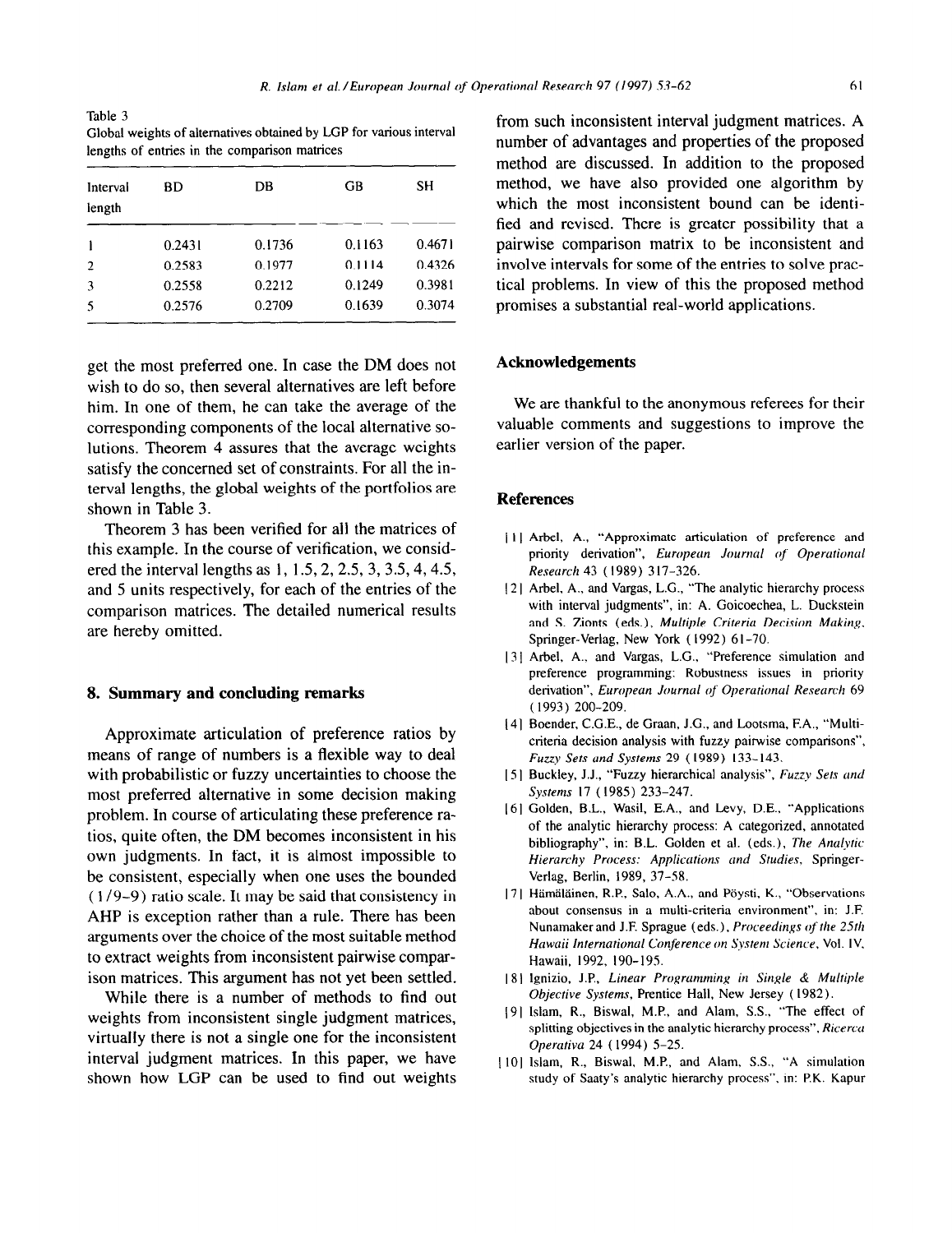Table 3
Global weights of alternatives obtained by LGP for various interval lengths of entries in the comparison matrices

| Interval length | BD | DB | GB | SH |
|---|---|---|---|---|
| 1 | 0.2431 | 0.1736 | 0.1163 | 0.4671 |
| 2 | 0.2583 | 0.1977 | 0.1114 | 0.4326 |
| 3 | 0.2558 | 0.2212 | 0.1249 | 0.3981 |
| 5 | 0.2576 | 0.2709 | 0.1639 | 0.3074 |

get the most preferred one. In case the DM does not wish to do so, then several alternatives are left before him. In one of them, he can take the average of the corresponding components of the local alternative solutions. Theorem 4 assures that the average weights satisfy the concerned set of constraints. For all the interval lengths, the global weights of the portfolios are shown in Table 3.

Theorem 3 has been verified for all the matrices of this example. In the course of verification, we considered the interval lengths as 1, 1.5, 2, 2.5, 3, 3.5, 4, 4.5, and 5 units respectively, for each of the entries of the comparison matrices. The detailed numerical results are hereby omitted.

## 8. Summary and concluding remarks

Approximate articulation of preference ratios by means of range of numbers is a flexible way to deal with probabilistic or fuzzy uncertainties to choose the most preferred alternative in some decision making problem. In course of articulating these preference ratios, quite often, the DM becomes inconsistent in his own judgments. In fact, it is almost impossible to be consistent, especially when one uses the bounded (1/9–9) ratio scale. It may be said that consistency in AHP is exception rather than a rule. There has been arguments over the choice of the most suitable method to extract weights from inconsistent pairwise comparison matrices. This argument has not yet been settled.

While there is a number of methods to find out weights from inconsistent single judgment matrices, virtually there is not a single one for the inconsistent interval judgment matrices. In this paper, we have shown how LGP can be used to find out weights from such inconsistent interval judgment matrices. A number of advantages and properties of the proposed method are discussed. In addition to the proposed method, we have also provided one algorithm by which the most inconsistent bound can be identified and revised. There is greater possibility that a pairwise comparison matrix to be inconsistent and involve intervals for some of the entries to solve practical problems. In view of this the proposed method promises a substantial real-world applications.

## Acknowledgements

We are thankful to the anonymous referees for their valuable comments and suggestions to improve the earlier version of the paper.

## References

[1] Arbel, A., "Approximate articulation of preference and priority derivation", *European Journal of Operational Research* 43 (1989) 317–326.

[2] Arbel, A., and Vargas, L.G., "The analytic hierarchy process with interval judgments", in: A. Goicoechea, L. Duckstein and S. Zionts (eds.), *Multiple Criteria Decision Making*, Springer-Verlag, New York (1992) 61–70.

[3] Arbel, A., and Vargas, L.G., "Preference simulation and preference programming: Robustness issues in priority derivation", *European Journal of Operational Research* 69 (1993) 200–209.

[4] Boender, C.G.E., de Graan, J.G., and Lootsma, F.A., "Multi-criteria decision analysis with fuzzy pairwise comparisons", *Fuzzy Sets and Systems* 29 (1989) 133–143.

[5] Buckley, J.J., "Fuzzy hierarchical analysis", *Fuzzy Sets and Systems* 17 (1985) 233–247.

[6] Golden, B.L., Wasil, E.A., and Levy, D.E., "Applications of the analytic hierarchy process: A categorized, annotated bibliography", in: B.L. Golden et al. (eds.), *The Analytic Hierarchy Process: Applications and Studies*, Springer-Verlag, Berlin, 1989, 37–58.

[7] Hämäläinen, R.P., Salo, A.A., and Pöysti, K., "Observations about consensus in a multi-criteria environment", in: J.F. Nunamaker and J.F. Sprague (eds.), *Proceedings of the 25th Hawaii International Conference on System Science*, Vol. IV, Hawaii, 1992, 190–195.

[8] Ignizio, J.P., *Linear Programming in Single & Multiple Objective Systems*, Prentice Hall, New Jersey (1982).

[9] Islam, R., Biswal, M.P., and Alam, S.S., "The effect of splitting objectives in the analytic hierarchy process", *Ricerca Operativa* 24 (1994) 5–25.

[10] Islam, R., Biswal, M.P., and Alam, S.S., "A simulation study of Saaty's analytic hierarchy process", in: P.K. Kapur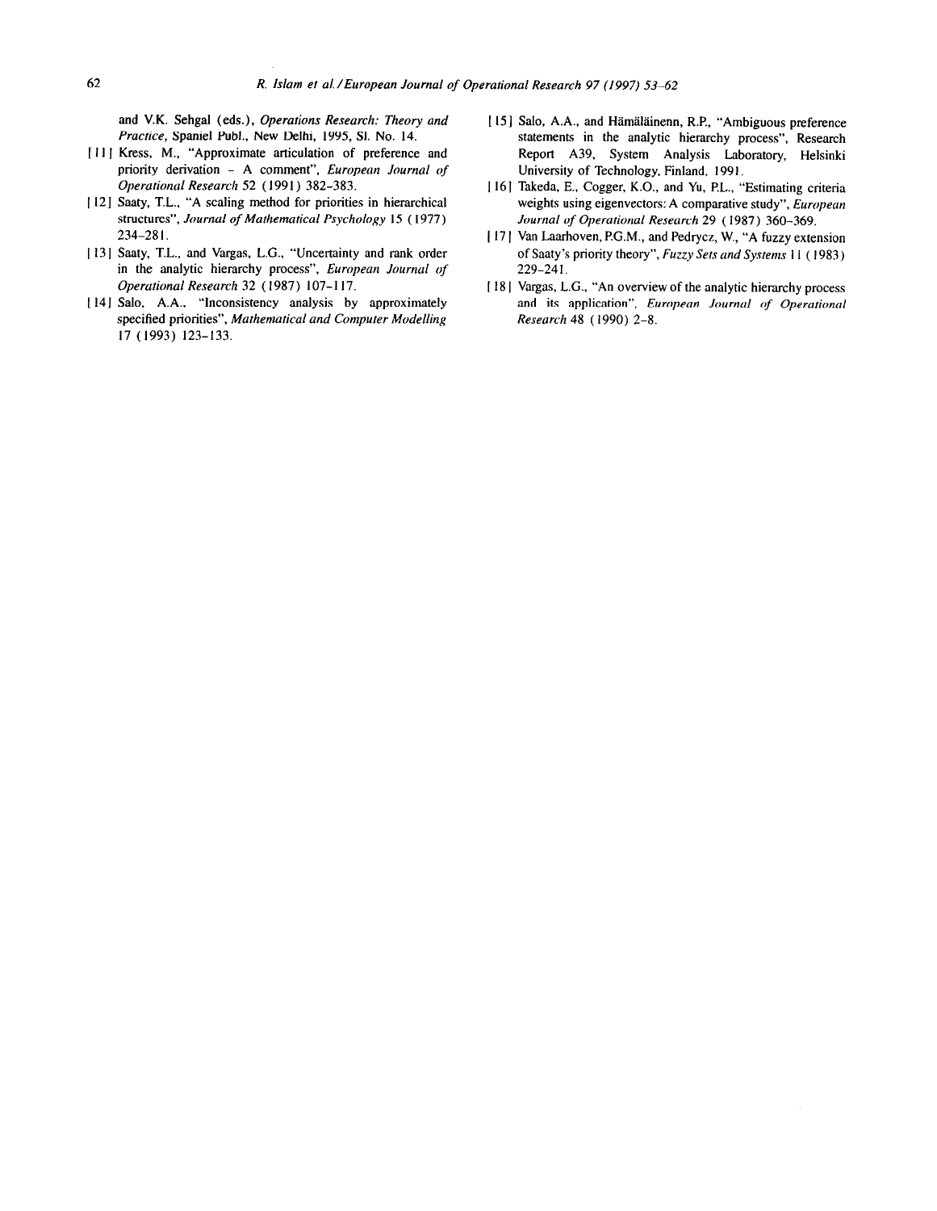and V.K. Sehgal (eds.), *Operations Research: Theory and Practice*, Spaniel Publ., New Delhi, 1995, Sl. No. 14.

[11] Kress, M., "Approximate articulation of preference and priority derivation - A comment", *European Journal of Operational Research* 52 (1991) 382–383.

[12] Saaty, T.L., "A scaling method for priorities in hierarchical structures", *Journal of Mathematical Psychology* 15 (1977) 234–281.

[13] Saaty, T.L., and Vargas, L.G., "Uncertainty and rank order in the analytic hierarchy process", *European Journal of Operational Research* 32 (1987) 107–117.

[14] Salo, A.A., "Inconsistency analysis by approximately specified priorities", *Mathematical and Computer Modelling* 17 (1993) 123–133.

[15] Salo, A.A., and Hämäläinenn, R.P., "Ambiguous preference statements in the analytic hierarchy process", Research Report A39, System Analysis Laboratory, Helsinki University of Technology, Finland, 1991.

[16] Takeda, E., Cogger, K.O., and Yu, P.L., "Estimating criteria weights using eigenvectors: A comparative study", *European Journal of Operational Research* 29 (1987) 360–369.

[17] Van Laarhoven, P.G.M., and Pedrycz, W., "A fuzzy extension of Saaty's priority theory", *Fuzzy Sets and Systems* 11 (1983) 229–241.

[18] Vargas, L.G., "An overview of the analytic hierarchy process and its application", *European Journal of Operational Research* 48 (1990) 2–8.